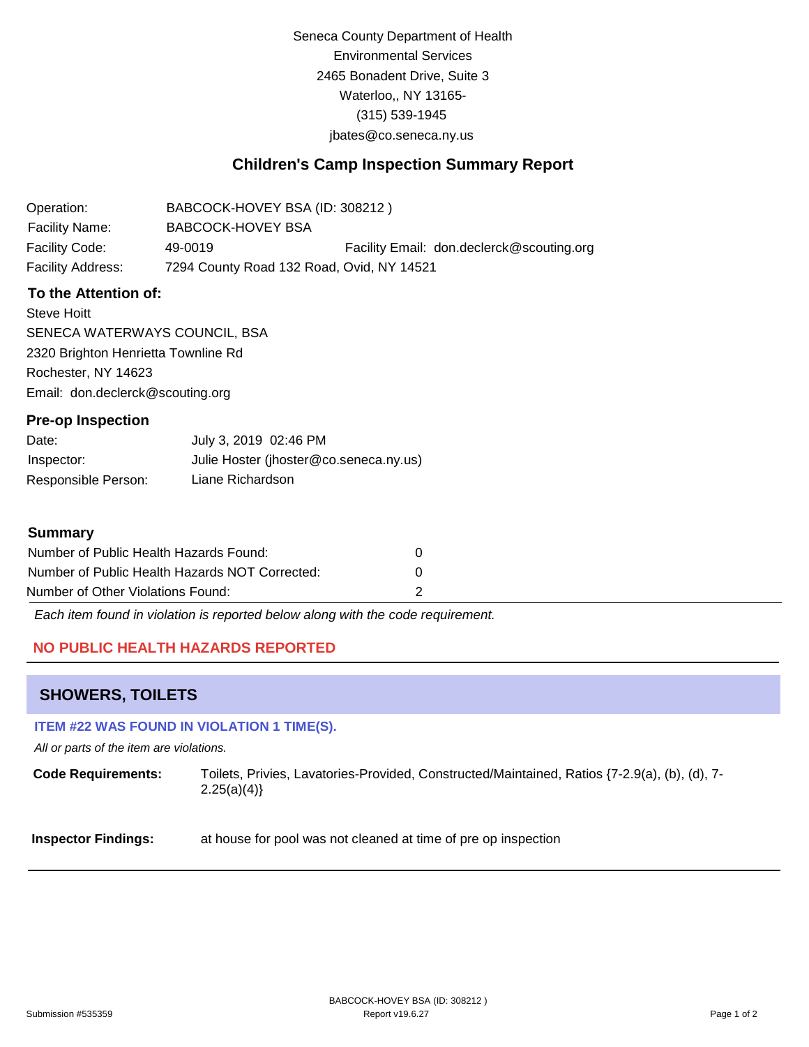Seneca County Department of Health
Environmental Services
2465 Bonadent Drive, Suite 3
Waterloo,, NY 13165-
(315) 539-1945
jbates@co.seneca.ny.us

## Children's Camp Inspection Summary Report

| | | | |
|---|---|---|---|
| Operation: | BABCOCK-HOVEY BSA (ID: 308212 ) | | |
| Facility Name: | BABCOCK-HOVEY BSA | | |
| Facility Code: | 49-0019 | Facility Email: | don.declerck@scouting.org |
| Facility Address: | 7294 County Road 132 Road, Ovid, NY 14521 | | |

### To the Attention of:

Steve Hoitt
SENECA WATERWAYS COUNCIL, BSA
2320 Brighton Henrietta Townline Rd
Rochester, NY 14623
Email: don.declerck@scouting.org

### Pre-op Inspection

| | |
|---|---|
| Date: | July 3, 2019 02:46 PM |
| Inspector: | Julie Hoster (jhoster@co.seneca.ny.us) |
| Responsible Person: | Liane Richardson |

### Summary

| | |
|---|---|
| Number of Public Health Hazards Found: | 0 |
| Number of Public Health Hazards NOT Corrected: | 0 |
| Number of Other Violations Found: | 2 |

*Each item found in violation is reported below along with the code requirement.*

**NO PUBLIC HEALTH HAZARDS REPORTED**

## SHOWERS, TOILETS

**ITEM #22 WAS FOUND IN VIOLATION 1 TIME(S).**

*All or parts of the item are violations.*

**Code Requirements:** Toilets, Privies, Lavatories-Provided, Constructed/Maintained, Ratios {7-2.9(a), (b), (d), 7-2.25(a)(4)}

**Inspector Findings:** at house for pool was not cleaned at time of pre op inspection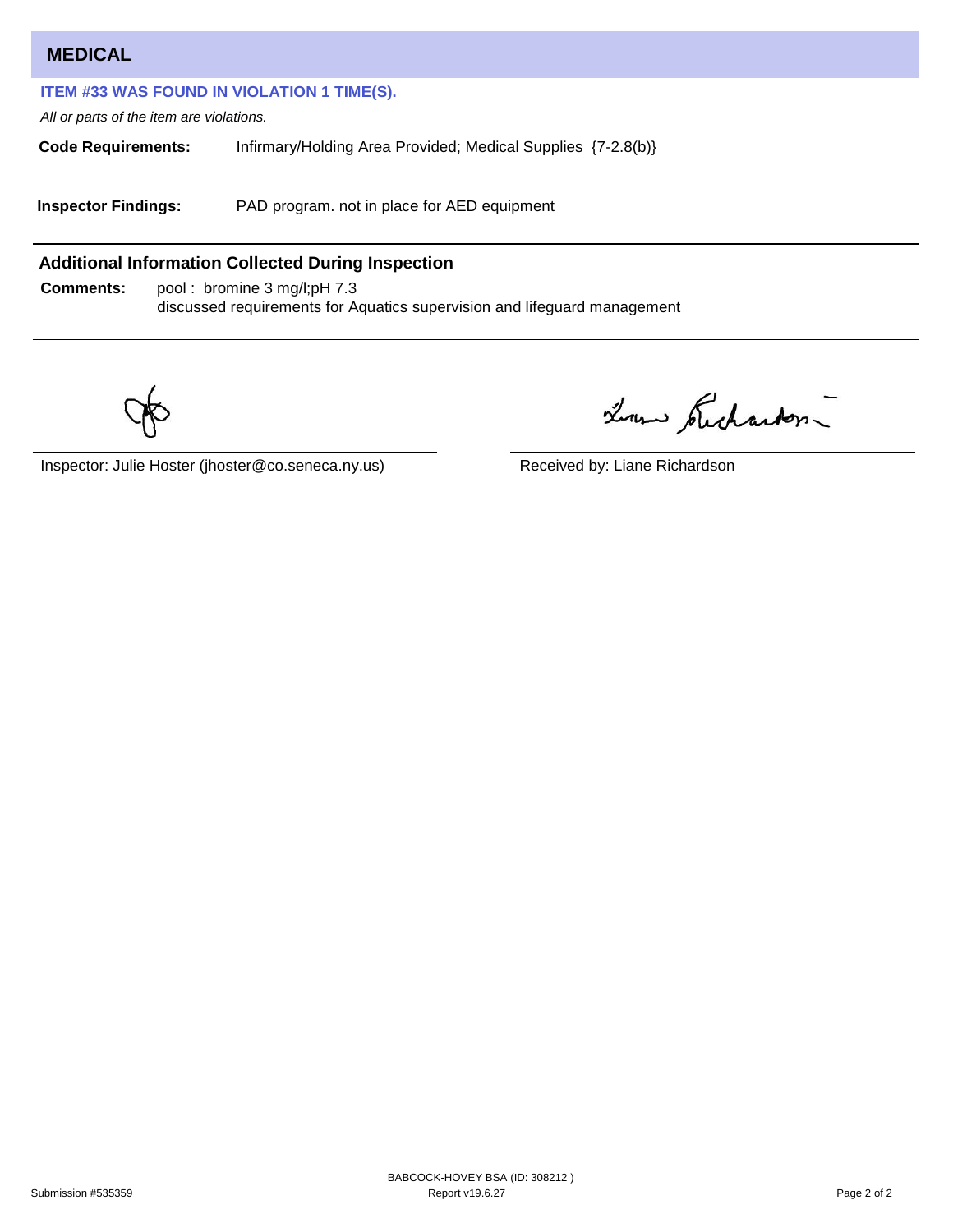## MEDICAL

### ITEM #33 WAS FOUND IN VIOLATION 1 TIME(S).

*All or parts of the item are violations.*

**Code Requirements:** Infirmary/Holding Area Provided; Medical Supplies {7-2.8(b)}

**Inspector Findings:** PAD program. not in place for AED equipment

### Additional Information Collected During Inspection

**Comments:** pool : bromine 3 mg/l;pH 7.3
discussed requirements for Aquatics supervision and lifeguard management

Inspector: Julie Hoster (jhoster@co.seneca.ny.us)

Received by: Liane Richardson

Submission #535359

BABCOCK-HOVEY BSA (ID: 308212 )
Report v19.6.27